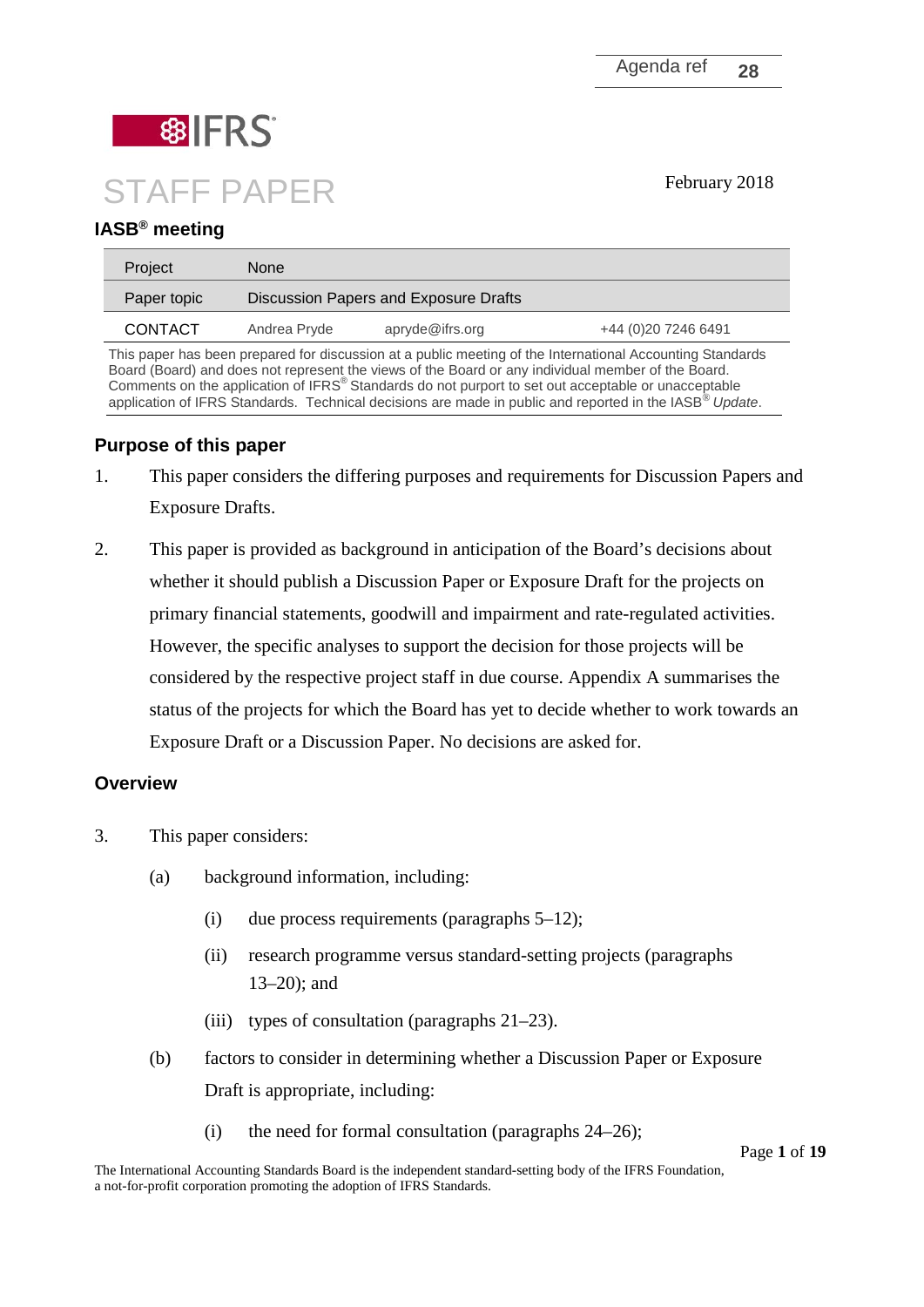Agenda ref **28**

IFRS

# STAFF PAPER

February 2018

## IASB® meeting

| Project | None | | |
|---|---|---|---|
| Paper topic | Discussion Papers and Exposure Drafts | | |
| CONTACT | Andrea Pryde | apryde@ifrs.org | +44 (0)20 7246 6491 |

This paper has been prepared for discussion at a public meeting of the International Accounting Standards Board (Board) and does not represent the views of the Board or any individual member of the Board. Comments on the application of IFRS® Standards do not purport to set out acceptable or unacceptable application of IFRS Standards. Technical decisions are made in public and reported in the IASB® *Update*.

## Purpose of this paper

1. This paper considers the differing purposes and requirements for Discussion Papers and Exposure Drafts.

2. This paper is provided as background in anticipation of the Board's decisions about whether it should publish a Discussion Paper or Exposure Draft for the projects on primary financial statements, goodwill and impairment and rate-regulated activities. However, the specific analyses to support the decision for those projects will be considered by the respective project staff in due course. Appendix A summarises the status of the projects for which the Board has yet to decide whether to work towards an Exposure Draft or a Discussion Paper. No decisions are asked for.

## Overview

3. This paper considers:

   (a) background information, including:

      (i) due process requirements (paragraphs 5–12);

      (ii) research programme versus standard-setting projects (paragraphs 13–20); and

      (iii) types of consultation (paragraphs 21–23).

   (b) factors to consider in determining whether a Discussion Paper or Exposure Draft is appropriate, including:

      (i) the need for formal consultation (paragraphs 24–26);

The International Accounting Standards Board is the independent standard-setting body of the IFRS Foundation, a not-for-profit corporation promoting the adoption of IFRS Standards.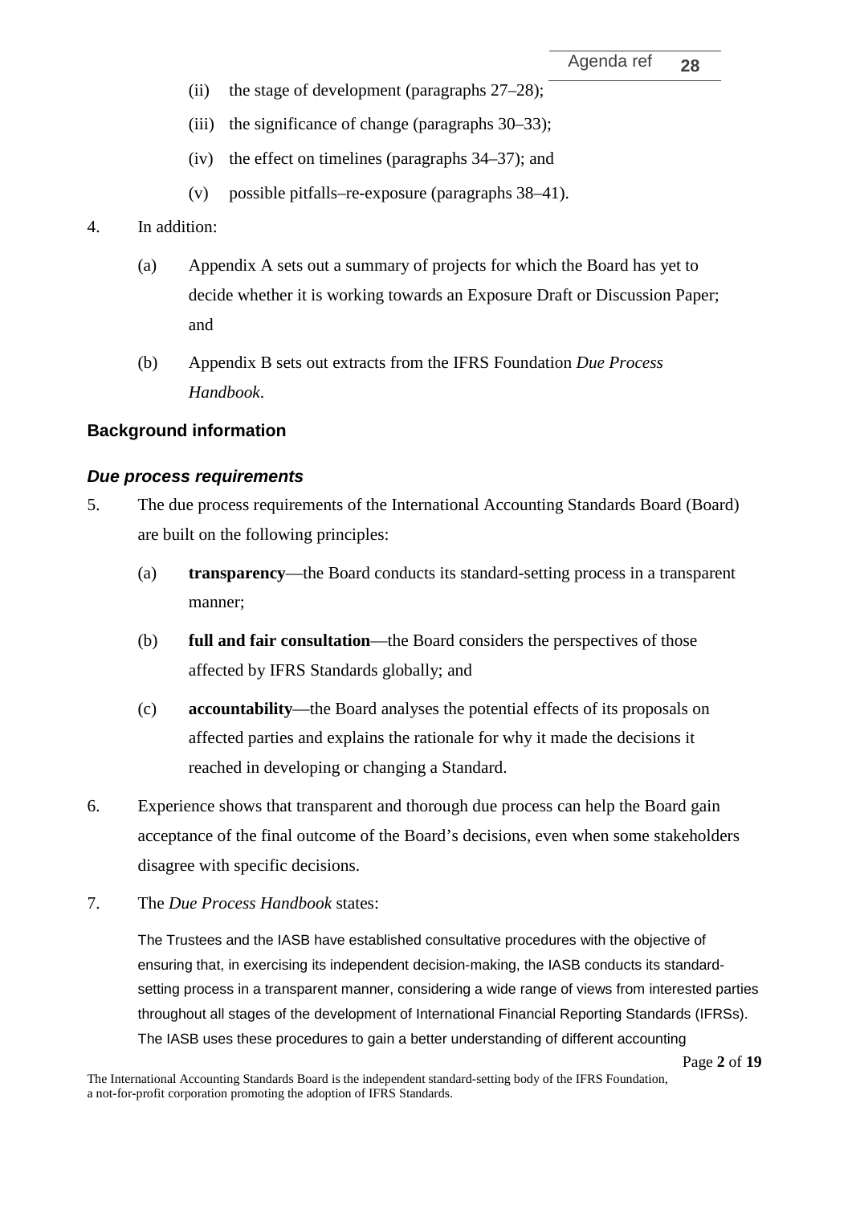(ii) the stage of development (paragraphs 27–28);

(iii) the significance of change (paragraphs 30–33);

(iv) the effect on timelines (paragraphs 34–37); and

(v) possible pitfalls–re-exposure (paragraphs 38–41).

4. In addition:

   (a) Appendix A sets out a summary of projects for which the Board has yet to decide whether it is working towards an Exposure Draft or Discussion Paper; and

   (b) Appendix B sets out extracts from the IFRS Foundation *Due Process Handbook*.

## Background information

### *Due process requirements*

5. The due process requirements of the International Accounting Standards Board (Board) are built on the following principles:

   (a) **transparency**—the Board conducts its standard-setting process in a transparent manner;

   (b) **full and fair consultation**—the Board considers the perspectives of those affected by IFRS Standards globally; and

   (c) **accountability**—the Board analyses the potential effects of its proposals on affected parties and explains the rationale for why it made the decisions it reached in developing or changing a Standard.

6. Experience shows that transparent and thorough due process can help the Board gain acceptance of the final outcome of the Board's decisions, even when some stakeholders disagree with specific decisions.

7. The *Due Process Handbook* states:

> The Trustees and the IASB have established consultative procedures with the objective of ensuring that, in exercising its independent decision-making, the IASB conducts its standard-setting process in a transparent manner, considering a wide range of views from interested parties throughout all stages of the development of International Financial Reporting Standards (IFRSs). The IASB uses these procedures to gain a better understanding of different accounting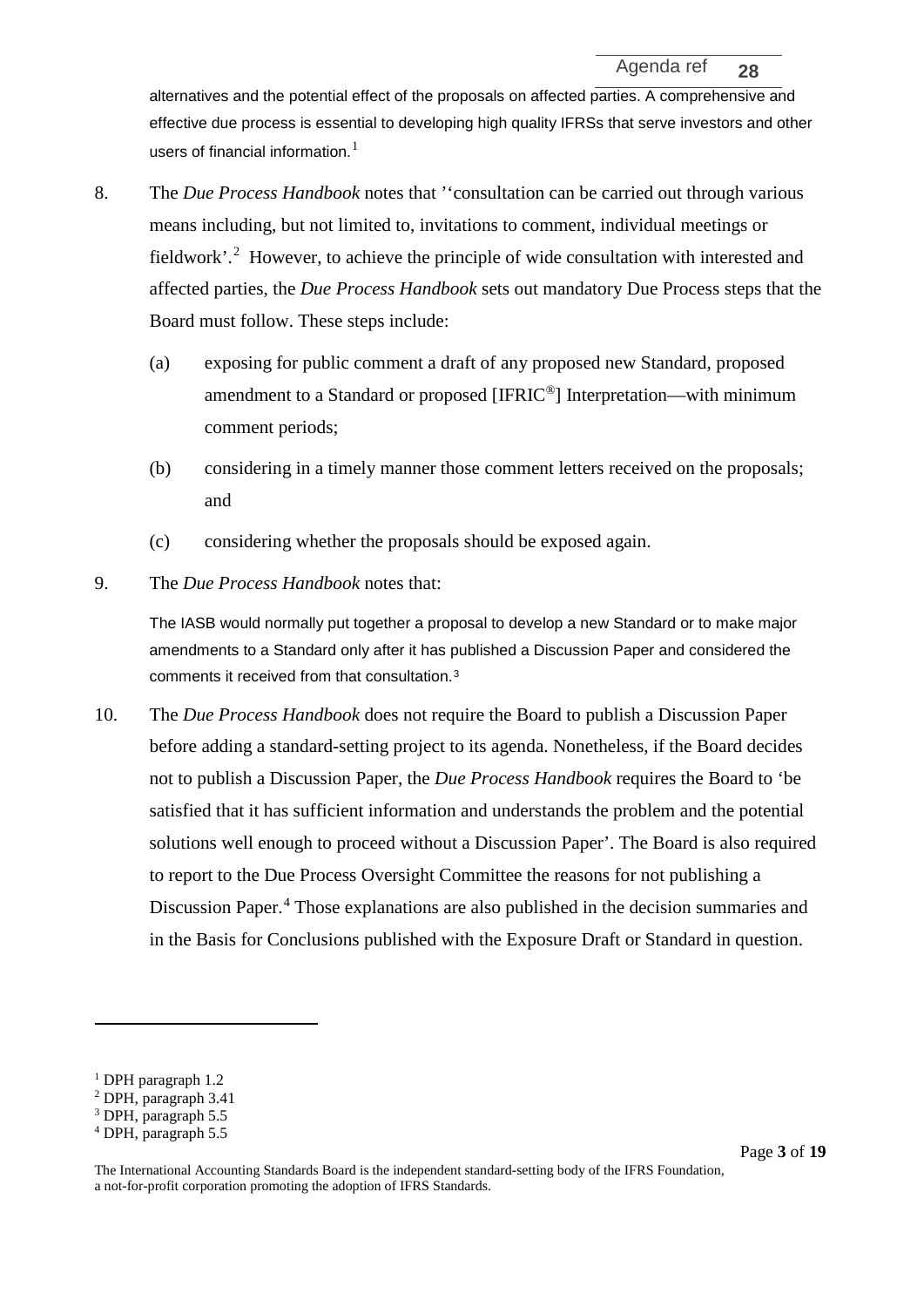alternatives and the potential effect of the proposals on affected parties. A comprehensive and effective due process is essential to developing high quality IFRSs that serve investors and other users of financial information.[1]

8. The *Due Process Handbook* notes that ''consultation can be carried out through various means including, but not limited to, invitations to comment, individual meetings or fieldwork'.[2] However, to achieve the principle of wide consultation with interested and affected parties, the *Due Process Handbook* sets out mandatory Due Process steps that the Board must follow. These steps include:

   (a) exposing for public comment a draft of any proposed new Standard, proposed amendment to a Standard or proposed [IFRIC®] Interpretation—with minimum comment periods;

   (b) considering in a timely manner those comment letters received on the proposals; and

   (c) considering whether the proposals should be exposed again.

9. The *Due Process Handbook* notes that:

   > The IASB would normally put together a proposal to develop a new Standard or to make major amendments to a Standard only after it has published a Discussion Paper and considered the comments it received from that consultation.[3]

10. The *Due Process Handbook* does not require the Board to publish a Discussion Paper before adding a standard-setting project to its agenda. Nonetheless, if the Board decides not to publish a Discussion Paper, the *Due Process Handbook* requires the Board to 'be satisfied that it has sufficient information and understands the problem and the potential solutions well enough to proceed without a Discussion Paper'. The Board is also required to report to the Due Process Oversight Committee the reasons for not publishing a Discussion Paper.[4] Those explanations are also published in the decision summaries and in the Basis for Conclusions published with the Exposure Draft or Standard in question.

---

[1] DPH paragraph 1.2

[2] DPH, paragraph 3.41

[3] DPH, paragraph 5.5

[4] DPH, paragraph 5.5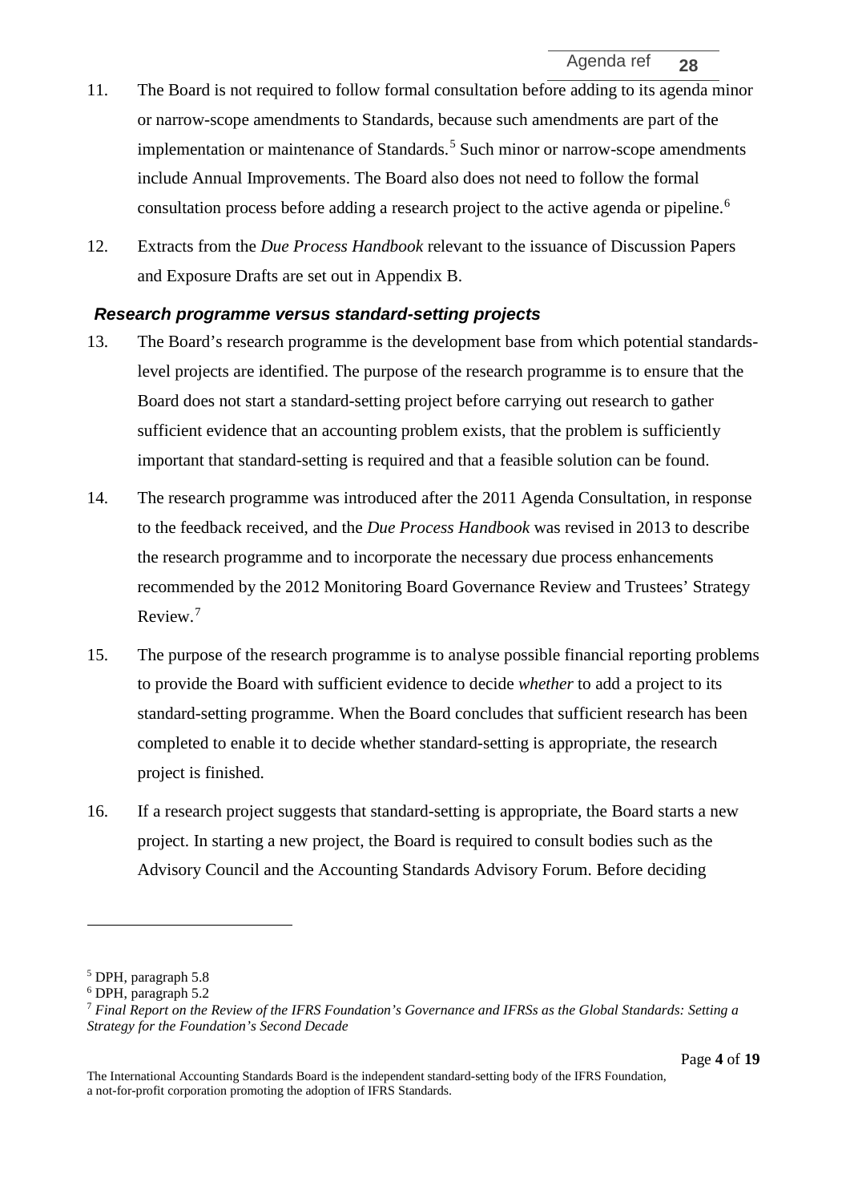11. The Board is not required to follow formal consultation before adding to its agenda minor or narrow-scope amendments to Standards, because such amendments are part of the implementation or maintenance of Standards.[5] Such minor or narrow-scope amendments include Annual Improvements. The Board also does not need to follow the formal consultation process before adding a research project to the active agenda or pipeline.[6]

12. Extracts from the *Due Process Handbook* relevant to the issuance of Discussion Papers and Exposure Drafts are set out in Appendix B.

### *Research programme versus standard-setting projects*

13. The Board's research programme is the development base from which potential standards-level projects are identified. The purpose of the research programme is to ensure that the Board does not start a standard-setting project before carrying out research to gather sufficient evidence that an accounting problem exists, that the problem is sufficiently important that standard-setting is required and that a feasible solution can be found.

14. The research programme was introduced after the 2011 Agenda Consultation, in response to the feedback received, and the *Due Process Handbook* was revised in 2013 to describe the research programme and to incorporate the necessary due process enhancements recommended by the 2012 Monitoring Board Governance Review and Trustees' Strategy Review.[7]

15. The purpose of the research programme is to analyse possible financial reporting problems to provide the Board with sufficient evidence to decide *whether* to add a project to its standard-setting programme. When the Board concludes that sufficient research has been completed to enable it to decide whether standard-setting is appropriate, the research project is finished.

16. If a research project suggests that standard-setting is appropriate, the Board starts a new project. In starting a new project, the Board is required to consult bodies such as the Advisory Council and the Accounting Standards Advisory Forum. Before deciding

---

[5] DPH, paragraph 5.8

[6] DPH, paragraph 5.2

[7] *Final Report on the Review of the IFRS Foundation's Governance and IFRSs as the Global Standards: Setting a Strategy for the Foundation's Second Decade*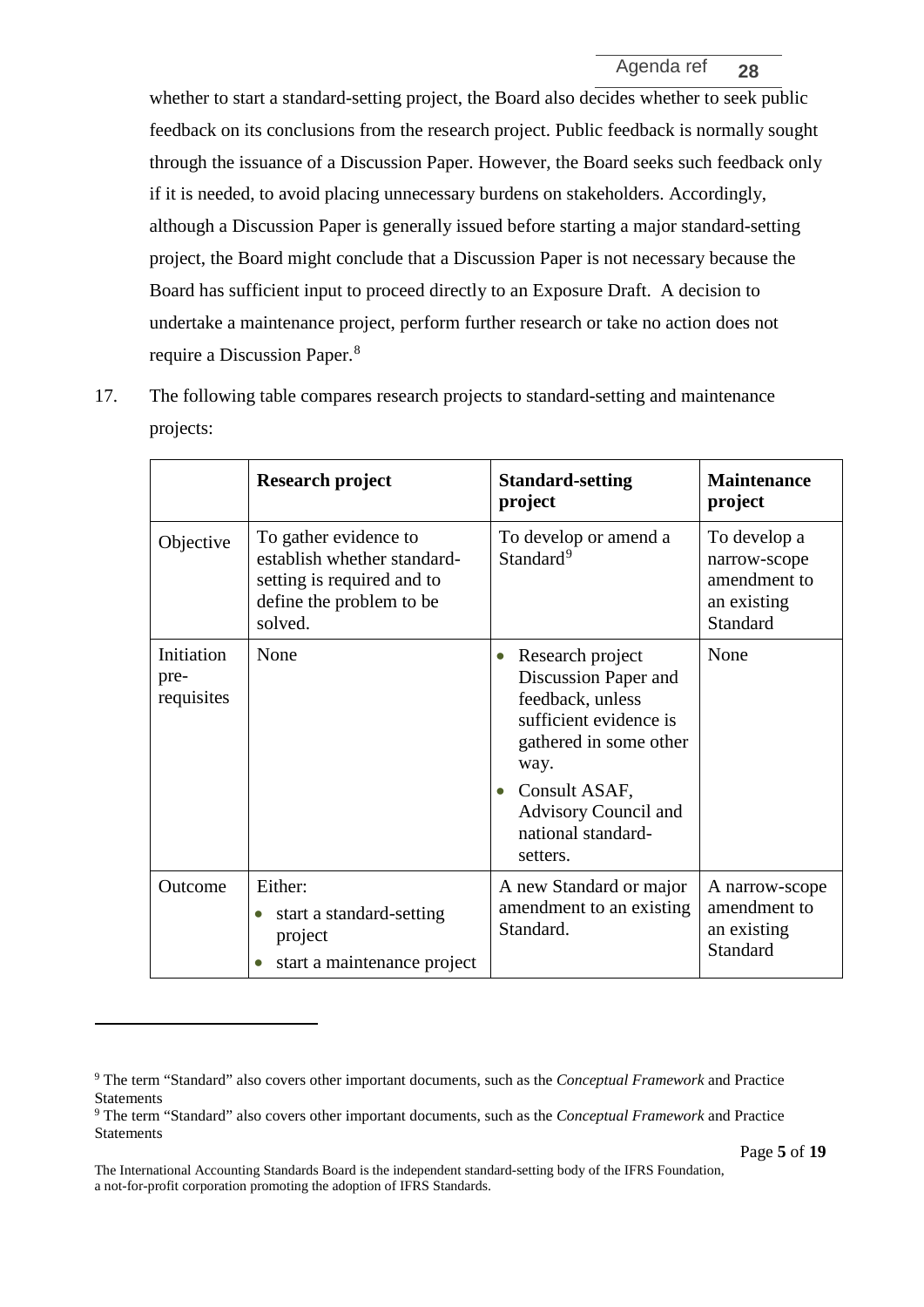whether to start a standard-setting project, the Board also decides whether to seek public feedback on its conclusions from the research project. Public feedback is normally sought through the issuance of a Discussion Paper. However, the Board seeks such feedback only if it is needed, to avoid placing unnecessary burdens on stakeholders. Accordingly, although a Discussion Paper is generally issued before starting a major standard-setting project, the Board might conclude that a Discussion Paper is not necessary because the Board has sufficient input to proceed directly to an Exposure Draft. A decision to undertake a maintenance project, perform further research or take no action does not require a Discussion Paper.[8]

17. The following table compares research projects to standard-setting and maintenance projects:

| | **Research project** | **Standard-setting project** | **Maintenance project** |
|---|---|---|---|
| Objective | To gather evidence to establish whether standard-setting is required and to define the problem to be solved. | To develop or amend a Standard[9] | To develop a narrow-scope amendment to an existing Standard |
| Initiation pre-requisites | None | • Research project Discussion Paper and feedback, unless sufficient evidence is gathered in some other way.<br>• Consult ASAF, Advisory Council and national standard-setters. | None |
| Outcome | Either:<br>• start a standard-setting project<br>• start a maintenance project | A new Standard or major amendment to an existing Standard. | A narrow-scope amendment to an existing Standard |

---

[9] The term "Standard" also covers other important documents, such as the *Conceptual Framework* and Practice Statements

[9] The term "Standard" also covers other important documents, such as the *Conceptual Framework* and Practice Statements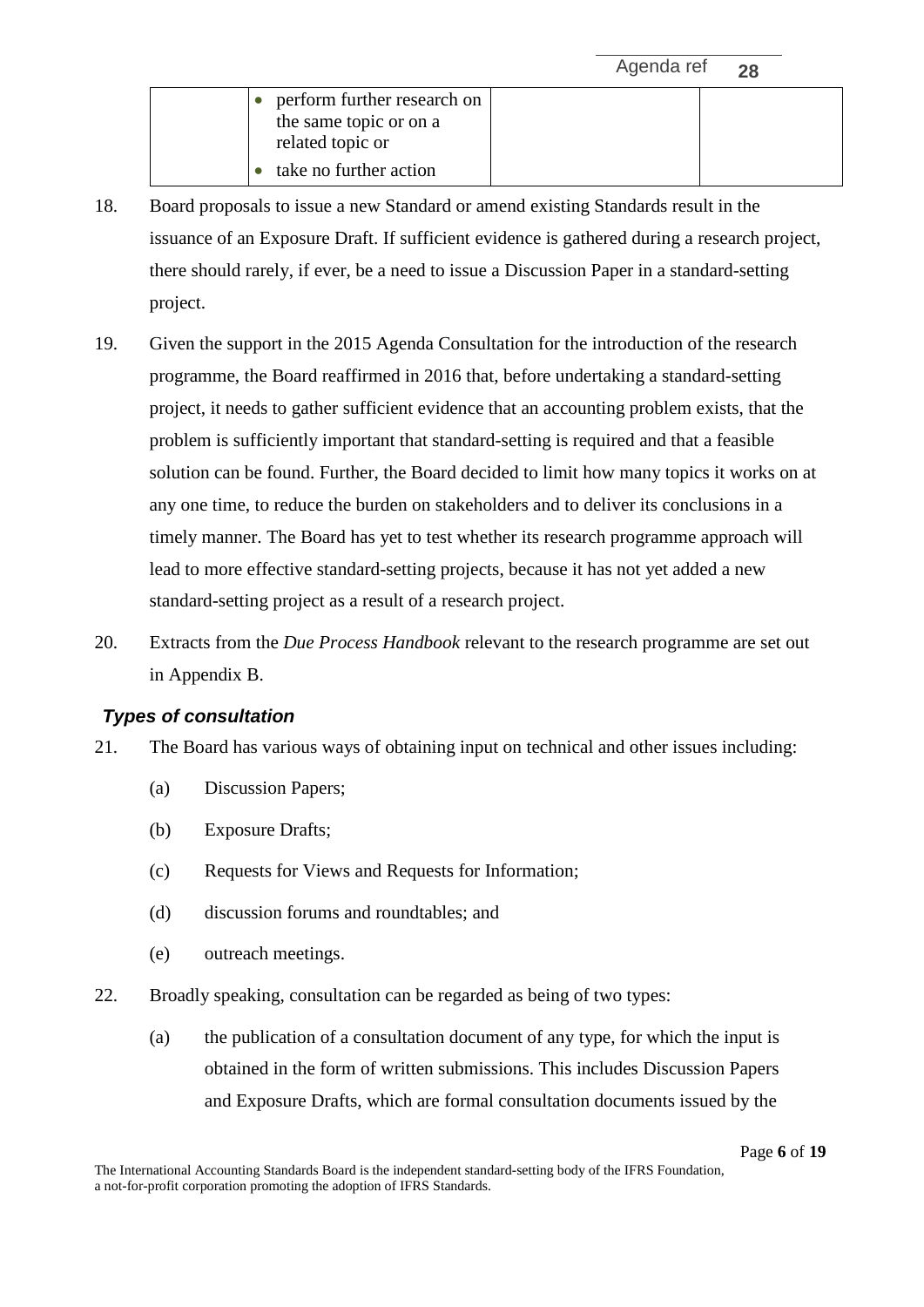| | • perform further research on the same topic or on a related topic or<br>• take no further action | | |
|---|---|---|---|

18. Board proposals to issue a new Standard or amend existing Standards result in the issuance of an Exposure Draft. If sufficient evidence is gathered during a research project, there should rarely, if ever, be a need to issue a Discussion Paper in a standard-setting project.

19. Given the support in the 2015 Agenda Consultation for the introduction of the research programme, the Board reaffirmed in 2016 that, before undertaking a standard-setting project, it needs to gather sufficient evidence that an accounting problem exists, that the problem is sufficiently important that standard-setting is required and that a feasible solution can be found. Further, the Board decided to limit how many topics it works on at any one time, to reduce the burden on stakeholders and to deliver its conclusions in a timely manner. The Board has yet to test whether its research programme approach will lead to more effective standard-setting projects, because it has not yet added a new standard-setting project as a result of a research project.

20. Extracts from the *Due Process Handbook* relevant to the research programme are set out in Appendix B.

### *Types of consultation*

21. The Board has various ways of obtaining input on technical and other issues including:

    (a) Discussion Papers;

    (b) Exposure Drafts;

    (c) Requests for Views and Requests for Information;

    (d) discussion forums and roundtables; and

    (e) outreach meetings.

22. Broadly speaking, consultation can be regarded as being of two types:

    (a) the publication of a consultation document of any type, for which the input is obtained in the form of written submissions. This includes Discussion Papers and Exposure Drafts, which are formal consultation documents issued by the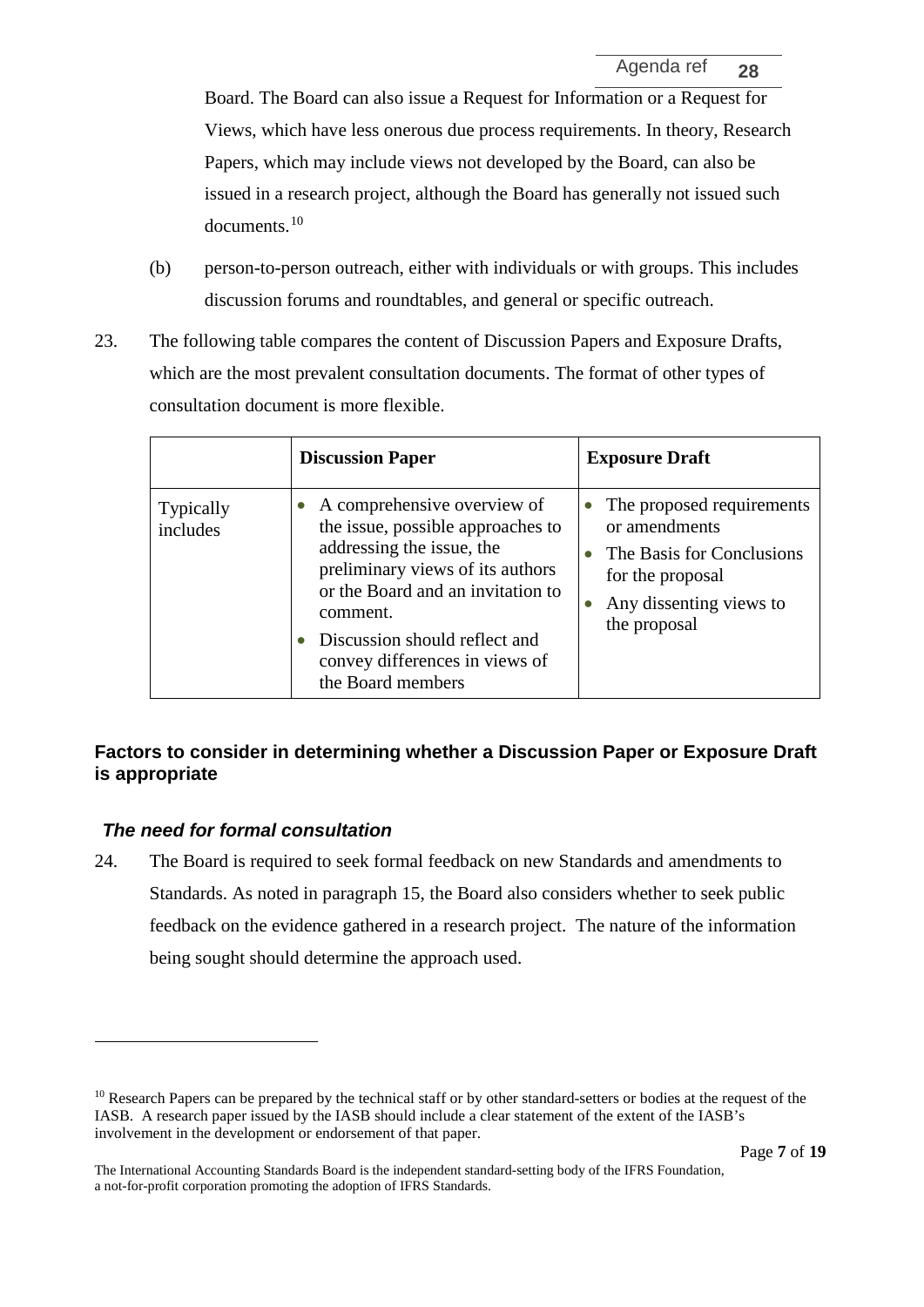Board. The Board can also issue a Request for Information or a Request for Views, which have less onerous due process requirements. In theory, Research Papers, which may include views not developed by the Board, can also be issued in a research project, although the Board has generally not issued such documents.[10]

(b) person-to-person outreach, either with individuals or with groups. This includes discussion forums and roundtables, and general or specific outreach.

23. The following table compares the content of Discussion Papers and Exposure Drafts, which are the most prevalent consultation documents. The format of other types of consultation document is more flexible.

| | **Discussion Paper** | **Exposure Draft** |
|---|---|---|
| Typically includes | • A comprehensive overview of the issue, possible approaches to addressing the issue, the preliminary views of its authors or the Board and an invitation to comment.<br>• Discussion should reflect and convey differences in views of the Board members | • The proposed requirements or amendments<br>• The Basis for Conclusions for the proposal<br>• Any dissenting views to the proposal |

## Factors to consider in determining whether a Discussion Paper or Exposure Draft is appropriate

### *The need for formal consultation*

24. The Board is required to seek formal feedback on new Standards and amendments to Standards. As noted in paragraph 15, the Board also considers whether to seek public feedback on the evidence gathered in a research project. The nature of the information being sought should determine the approach used.

---

[10] Research Papers can be prepared by the technical staff or by other standard-setters or bodies at the request of the IASB. A research paper issued by the IASB should include a clear statement of the extent of the IASB's involvement in the development or endorsement of that paper.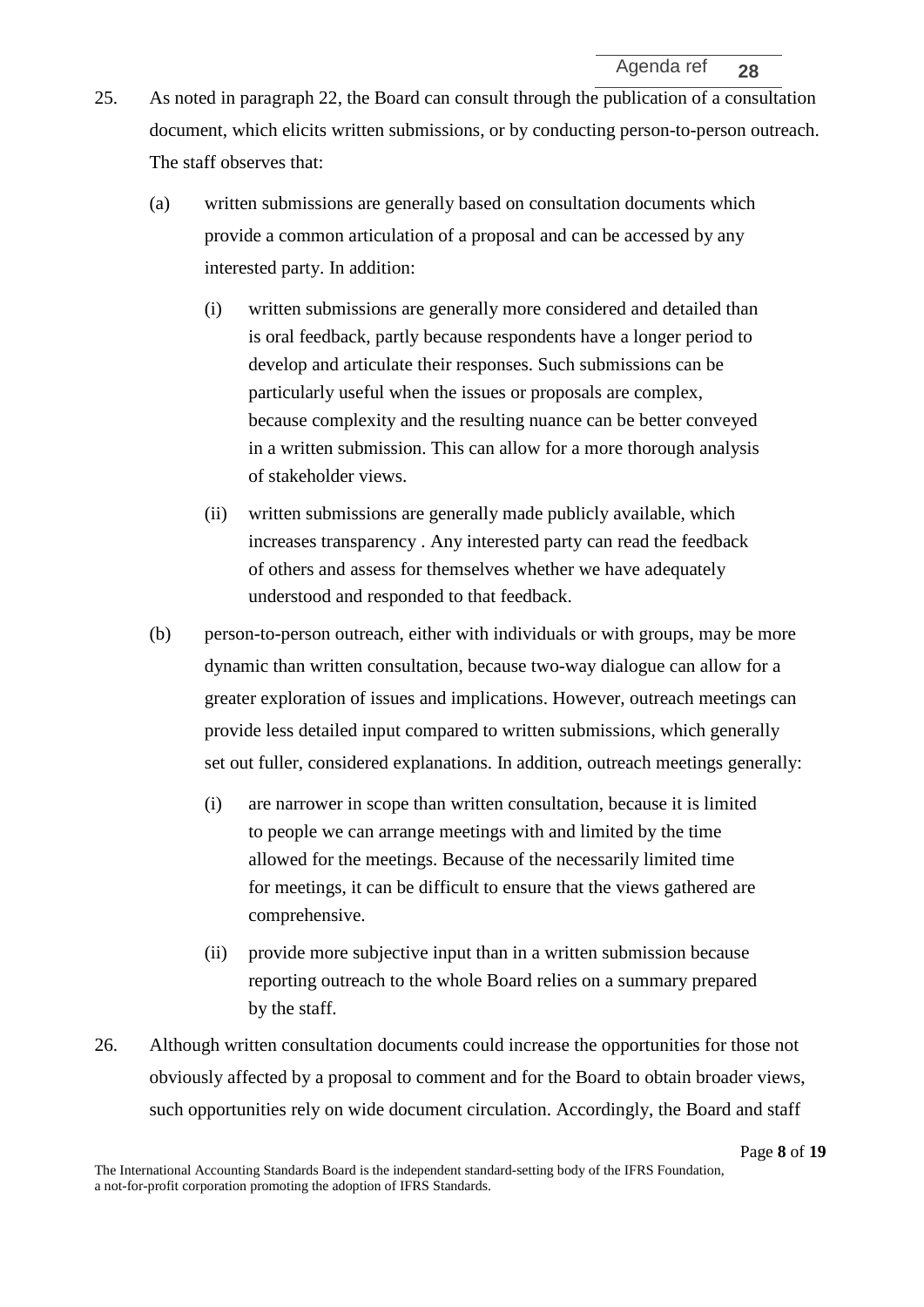25. As noted in paragraph 22, the Board can consult through the publication of a consultation document, which elicits written submissions, or by conducting person-to-person outreach. The staff observes that:

    (a) written submissions are generally based on consultation documents which provide a common articulation of a proposal and can be accessed by any interested party. In addition:

        (i) written submissions are generally more considered and detailed than is oral feedback, partly because respondents have a longer period to develop and articulate their responses. Such submissions can be particularly useful when the issues or proposals are complex, because complexity and the resulting nuance can be better conveyed in a written submission. This can allow for a more thorough analysis of stakeholder views.

        (ii) written submissions are generally made publicly available, which increases transparency . Any interested party can read the feedback of others and assess for themselves whether we have adequately understood and responded to that feedback.

    (b) person-to-person outreach, either with individuals or with groups, may be more dynamic than written consultation, because two-way dialogue can allow for a greater exploration of issues and implications. However, outreach meetings can provide less detailed input compared to written submissions, which generally set out fuller, considered explanations. In addition, outreach meetings generally:

        (i) are narrower in scope than written consultation, because it is limited to people we can arrange meetings with and limited by the time allowed for the meetings. Because of the necessarily limited time for meetings, it can be difficult to ensure that the views gathered are comprehensive.

        (ii) provide more subjective input than in a written submission because reporting outreach to the whole Board relies on a summary prepared by the staff.

26. Although written consultation documents could increase the opportunities for those not obviously affected by a proposal to comment and for the Board to obtain broader views, such opportunities rely on wide document circulation. Accordingly, the Board and staff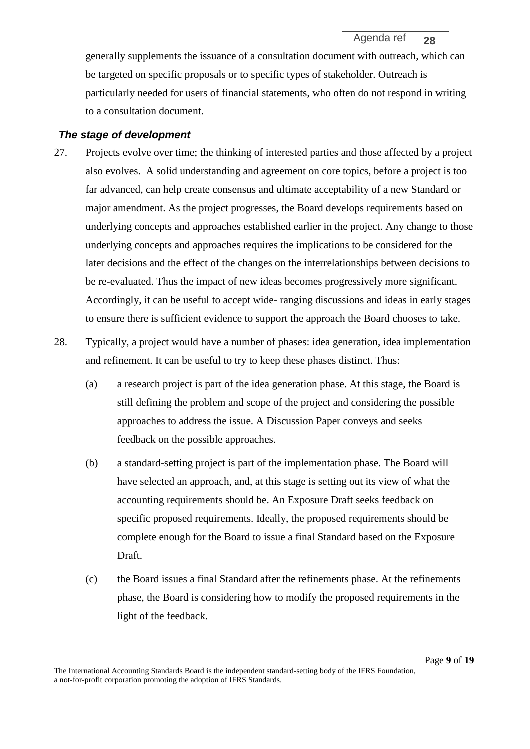generally supplements the issuance of a consultation document with outreach, which can be targeted on specific proposals or to specific types of stakeholder. Outreach is particularly needed for users of financial statements, who often do not respond in writing to a consultation document.

### *The stage of development*

27. Projects evolve over time; the thinking of interested parties and those affected by a project also evolves. A solid understanding and agreement on core topics, before a project is too far advanced, can help create consensus and ultimate acceptability of a new Standard or major amendment. As the project progresses, the Board develops requirements based on underlying concepts and approaches established earlier in the project. Any change to those underlying concepts and approaches requires the implications to be considered for the later decisions and the effect of the changes on the interrelationships between decisions to be re-evaluated. Thus the impact of new ideas becomes progressively more significant. Accordingly, it can be useful to accept wide- ranging discussions and ideas in early stages to ensure there is sufficient evidence to support the approach the Board chooses to take.

28. Typically, a project would have a number of phases: idea generation, idea implementation and refinement. It can be useful to try to keep these phases distinct. Thus:

    (a) a research project is part of the idea generation phase. At this stage, the Board is still defining the problem and scope of the project and considering the possible approaches to address the issue. A Discussion Paper conveys and seeks feedback on the possible approaches.

    (b) a standard-setting project is part of the implementation phase. The Board will have selected an approach, and, at this stage is setting out its view of what the accounting requirements should be. An Exposure Draft seeks feedback on specific proposed requirements. Ideally, the proposed requirements should be complete enough for the Board to issue a final Standard based on the Exposure Draft.

    (c) the Board issues a final Standard after the refinements phase. At the refinements phase, the Board is considering how to modify the proposed requirements in the light of the feedback.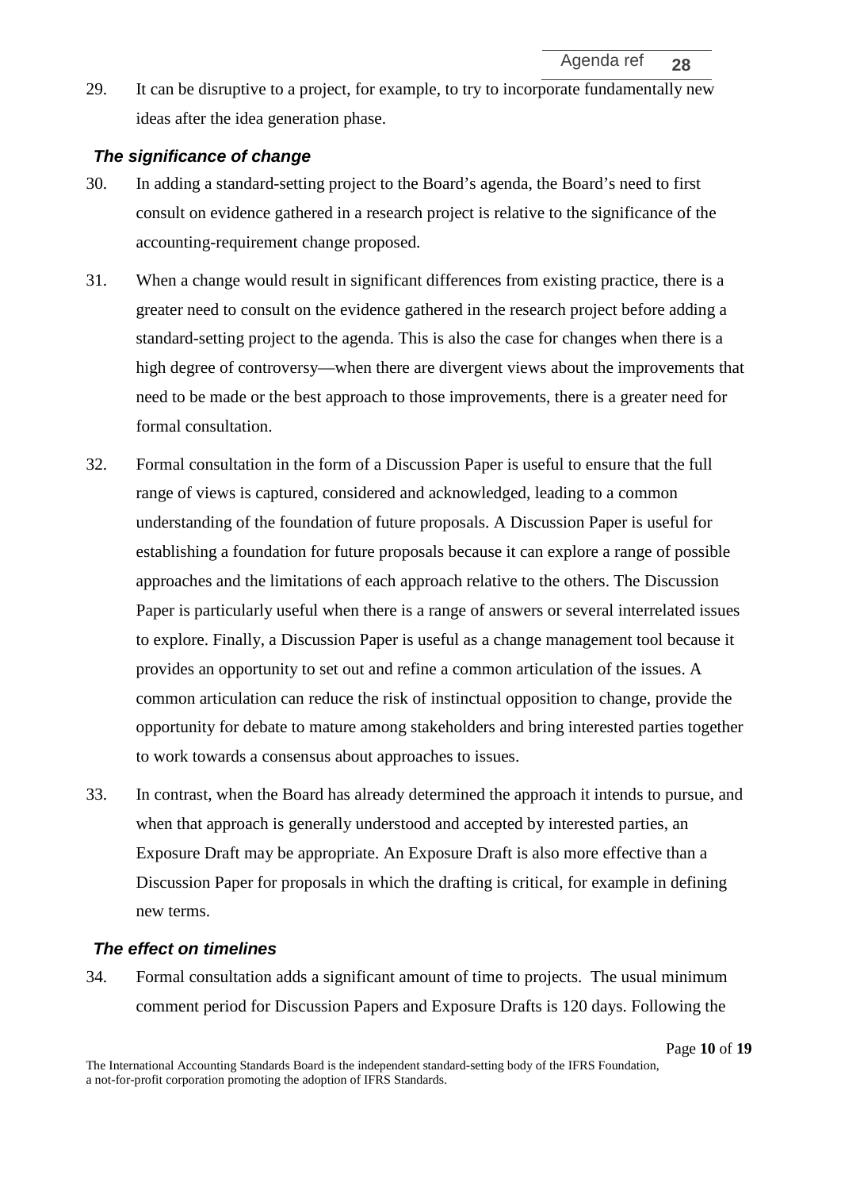29. It can be disruptive to a project, for example, to try to incorporate fundamentally new ideas after the idea generation phase.

### *The significance of change*

30. In adding a standard-setting project to the Board's agenda, the Board's need to first consult on evidence gathered in a research project is relative to the significance of the accounting-requirement change proposed.

31. When a change would result in significant differences from existing practice, there is a greater need to consult on the evidence gathered in the research project before adding a standard-setting project to the agenda. This is also the case for changes when there is a high degree of controversy—when there are divergent views about the improvements that need to be made or the best approach to those improvements, there is a greater need for formal consultation.

32. Formal consultation in the form of a Discussion Paper is useful to ensure that the full range of views is captured, considered and acknowledged, leading to a common understanding of the foundation of future proposals. A Discussion Paper is useful for establishing a foundation for future proposals because it can explore a range of possible approaches and the limitations of each approach relative to the others. The Discussion Paper is particularly useful when there is a range of answers or several interrelated issues to explore. Finally, a Discussion Paper is useful as a change management tool because it provides an opportunity to set out and refine a common articulation of the issues. A common articulation can reduce the risk of instinctual opposition to change, provide the opportunity for debate to mature among stakeholders and bring interested parties together to work towards a consensus about approaches to issues.

33. In contrast, when the Board has already determined the approach it intends to pursue, and when that approach is generally understood and accepted by interested parties, an Exposure Draft may be appropriate. An Exposure Draft is also more effective than a Discussion Paper for proposals in which the drafting is critical, for example in defining new terms.

### *The effect on timelines*

34. Formal consultation adds a significant amount of time to projects. The usual minimum comment period for Discussion Papers and Exposure Drafts is 120 days. Following the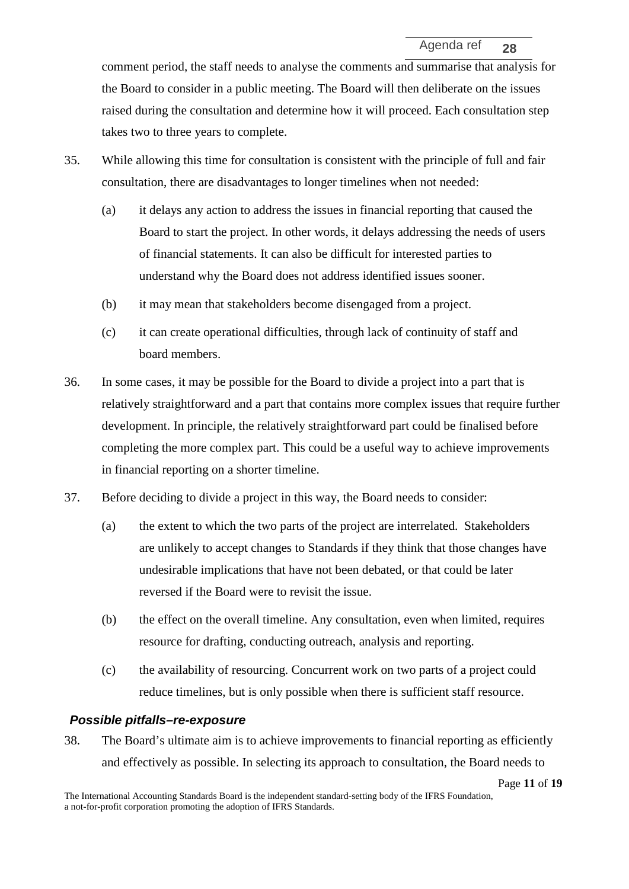comment period, the staff needs to analyse the comments and summarise that analysis for the Board to consider in a public meeting. The Board will then deliberate on the issues raised during the consultation and determine how it will proceed. Each consultation step takes two to three years to complete.

35. While allowing this time for consultation is consistent with the principle of full and fair consultation, there are disadvantages to longer timelines when not needed:

    (a) it delays any action to address the issues in financial reporting that caused the Board to start the project. In other words, it delays addressing the needs of users of financial statements. It can also be difficult for interested parties to understand why the Board does not address identified issues sooner.

    (b) it may mean that stakeholders become disengaged from a project.

    (c) it can create operational difficulties, through lack of continuity of staff and board members.

36. In some cases, it may be possible for the Board to divide a project into a part that is relatively straightforward and a part that contains more complex issues that require further development. In principle, the relatively straightforward part could be finalised before completing the more complex part. This could be a useful way to achieve improvements in financial reporting on a shorter timeline.

37. Before deciding to divide a project in this way, the Board needs to consider:

    (a) the extent to which the two parts of the project are interrelated. Stakeholders are unlikely to accept changes to Standards if they think that those changes have undesirable implications that have not been debated, or that could be later reversed if the Board were to revisit the issue.

    (b) the effect on the overall timeline. Any consultation, even when limited, requires resource for drafting, conducting outreach, analysis and reporting.

    (c) the availability of resourcing. Concurrent work on two parts of a project could reduce timelines, but is only possible when there is sufficient staff resource.

### *Possible pitfalls–re-exposure*

38. The Board's ultimate aim is to achieve improvements to financial reporting as efficiently and effectively as possible. In selecting its approach to consultation, the Board needs to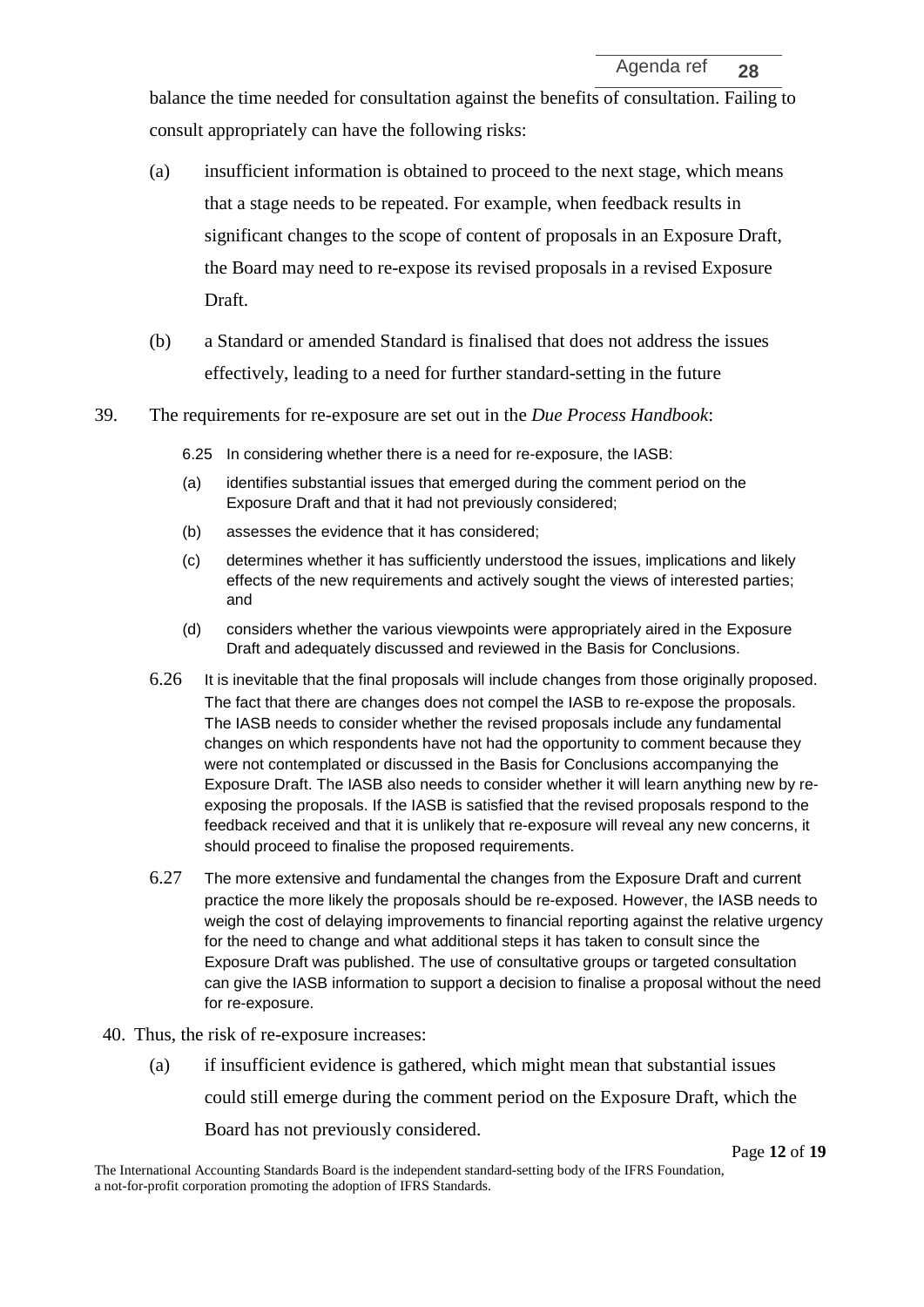balance the time needed for consultation against the benefits of consultation. Failing to consult appropriately can have the following risks:

(a) insufficient information is obtained to proceed to the next stage, which means that a stage needs to be repeated. For example, when feedback results in significant changes to the scope of content of proposals in an Exposure Draft, the Board may need to re-expose its revised proposals in a revised Exposure Draft.

(b) a Standard or amended Standard is finalised that does not address the issues effectively, leading to a need for further standard-setting in the future

39. The requirements for re-exposure are set out in the *Due Process Handbook*:

> 6.25 In considering whether there is a need for re-exposure, the IASB:
>
> (a) identifies substantial issues that emerged during the comment period on the Exposure Draft and that it had not previously considered;
>
> (b) assesses the evidence that it has considered;
>
> (c) determines whether it has sufficiently understood the issues, implications and likely effects of the new requirements and actively sought the views of interested parties; and
>
> (d) considers whether the various viewpoints were appropriately aired in the Exposure Draft and adequately discussed and reviewed in the Basis for Conclusions.
>
> 6.26 It is inevitable that the final proposals will include changes from those originally proposed. The fact that there are changes does not compel the IASB to re-expose the proposals. The IASB needs to consider whether the revised proposals include any fundamental changes on which respondents have not had the opportunity to comment because they were not contemplated or discussed in the Basis for Conclusions accompanying the Exposure Draft. The IASB also needs to consider whether it will learn anything new by re-exposing the proposals. If the IASB is satisfied that the revised proposals respond to the feedback received and that it is unlikely that re-exposure will reveal any new concerns, it should proceed to finalise the proposed requirements.
>
> 6.27 The more extensive and fundamental the changes from the Exposure Draft and current practice the more likely the proposals should be re-exposed. However, the IASB needs to weigh the cost of delaying improvements to financial reporting against the relative urgency for the need to change and what additional steps it has taken to consult since the Exposure Draft was published. The use of consultative groups or targeted consultation can give the IASB information to support a decision to finalise a proposal without the need for re-exposure.

40. Thus, the risk of re-exposure increases:

(a) if insufficient evidence is gathered, which might mean that substantial issues could still emerge during the comment period on the Exposure Draft, which the Board has not previously considered.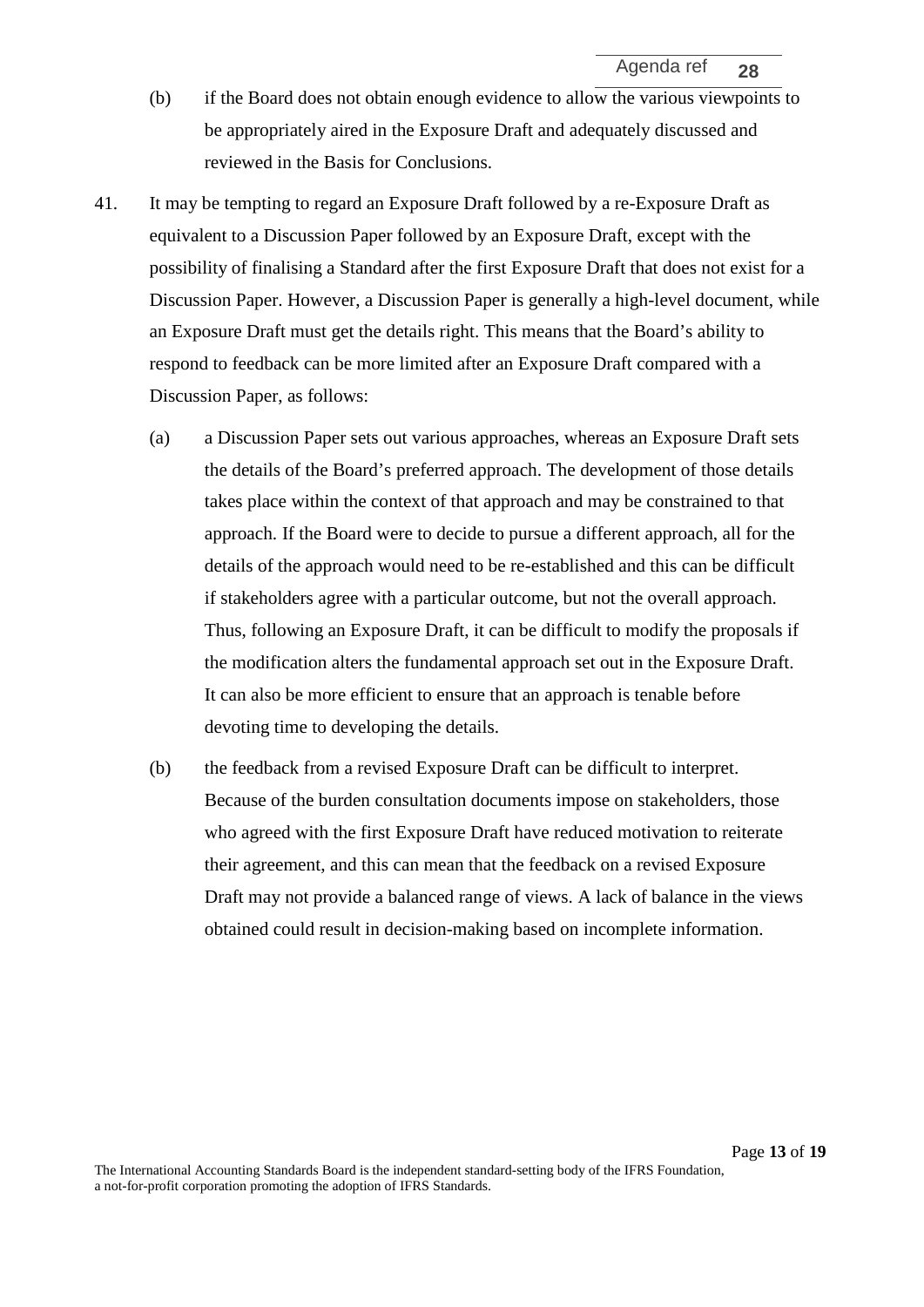(b) if the Board does not obtain enough evidence to allow the various viewpoints to be appropriately aired in the Exposure Draft and adequately discussed and reviewed in the Basis for Conclusions.

41. It may be tempting to regard an Exposure Draft followed by a re-Exposure Draft as equivalent to a Discussion Paper followed by an Exposure Draft, except with the possibility of finalising a Standard after the first Exposure Draft that does not exist for a Discussion Paper. However, a Discussion Paper is generally a high-level document, while an Exposure Draft must get the details right. This means that the Board's ability to respond to feedback can be more limited after an Exposure Draft compared with a Discussion Paper, as follows:

   (a) a Discussion Paper sets out various approaches, whereas an Exposure Draft sets the details of the Board's preferred approach. The development of those details takes place within the context of that approach and may be constrained to that approach. If the Board were to decide to pursue a different approach, all for the details of the approach would need to be re-established and this can be difficult if stakeholders agree with a particular outcome, but not the overall approach. Thus, following an Exposure Draft, it can be difficult to modify the proposals if the modification alters the fundamental approach set out in the Exposure Draft. It can also be more efficient to ensure that an approach is tenable before devoting time to developing the details.

   (b) the feedback from a revised Exposure Draft can be difficult to interpret. Because of the burden consultation documents impose on stakeholders, those who agreed with the first Exposure Draft have reduced motivation to reiterate their agreement, and this can mean that the feedback on a revised Exposure Draft may not provide a balanced range of views. A lack of balance in the views obtained could result in decision-making based on incomplete information.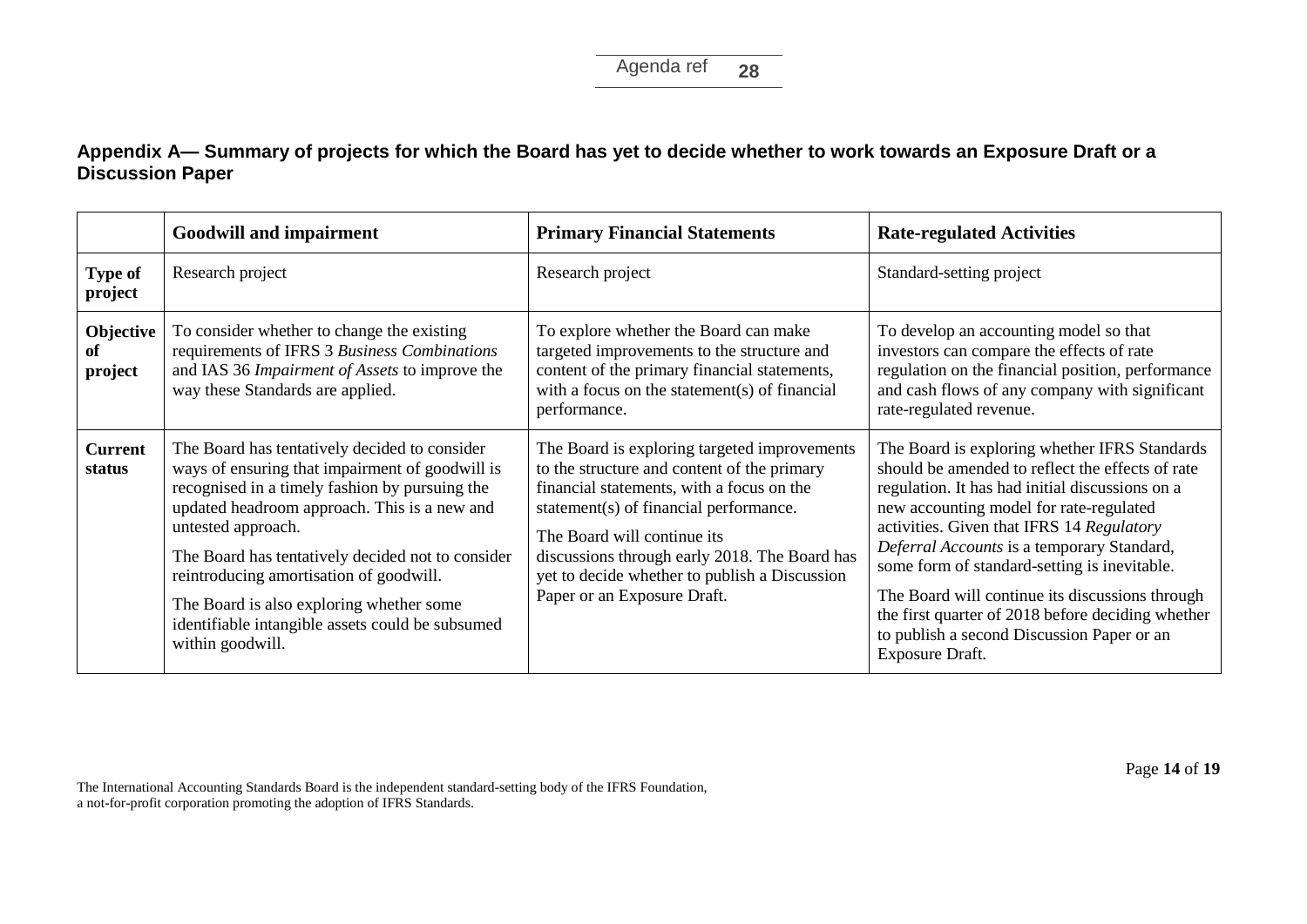## Appendix A— Summary of projects for which the Board has yet to decide whether to work towards an Exposure Draft or a Discussion Paper

| | Goodwill and impairment | Primary Financial Statements | Rate-regulated Activities |
|---|---|---|---|
| **Type of project** | Research project | Research project | Standard-setting project |
| **Objective of project** | To consider whether to change the existing requirements of IFRS 3 *Business Combinations* and IAS 36 *Impairment of Assets* to improve the way these Standards are applied. | To explore whether the Board can make targeted improvements to the structure and content of the primary financial statements, with a focus on the statement(s) of financial performance. | To develop an accounting model so that investors can compare the effects of rate regulation on the financial position, performance and cash flows of any company with significant rate-regulated revenue. |
| **Current status** | The Board has tentatively decided to consider ways of ensuring that impairment of goodwill is recognised in a timely fashion by pursuing the updated headroom approach. This is a new and untested approach.<br><br>The Board has tentatively decided not to consider reintroducing amortisation of goodwill.<br><br>The Board is also exploring whether some identifiable intangible assets could be subsumed within goodwill. | The Board is exploring targeted improvements to the structure and content of the primary financial statements, with a focus on the statement(s) of financial performance.<br><br>The Board will continue its discussions through early 2018. The Board has yet to decide whether to publish a Discussion Paper or an Exposure Draft. | The Board is exploring whether IFRS Standards should be amended to reflect the effects of rate regulation. It has had initial discussions on a new accounting model for rate-regulated activities. Given that IFRS 14 *Regulatory Deferral Accounts* is a temporary Standard, some form of standard-setting is inevitable.<br><br>The Board will continue its discussions through the first quarter of 2018 before deciding whether to publish a second Discussion Paper or an Exposure Draft. |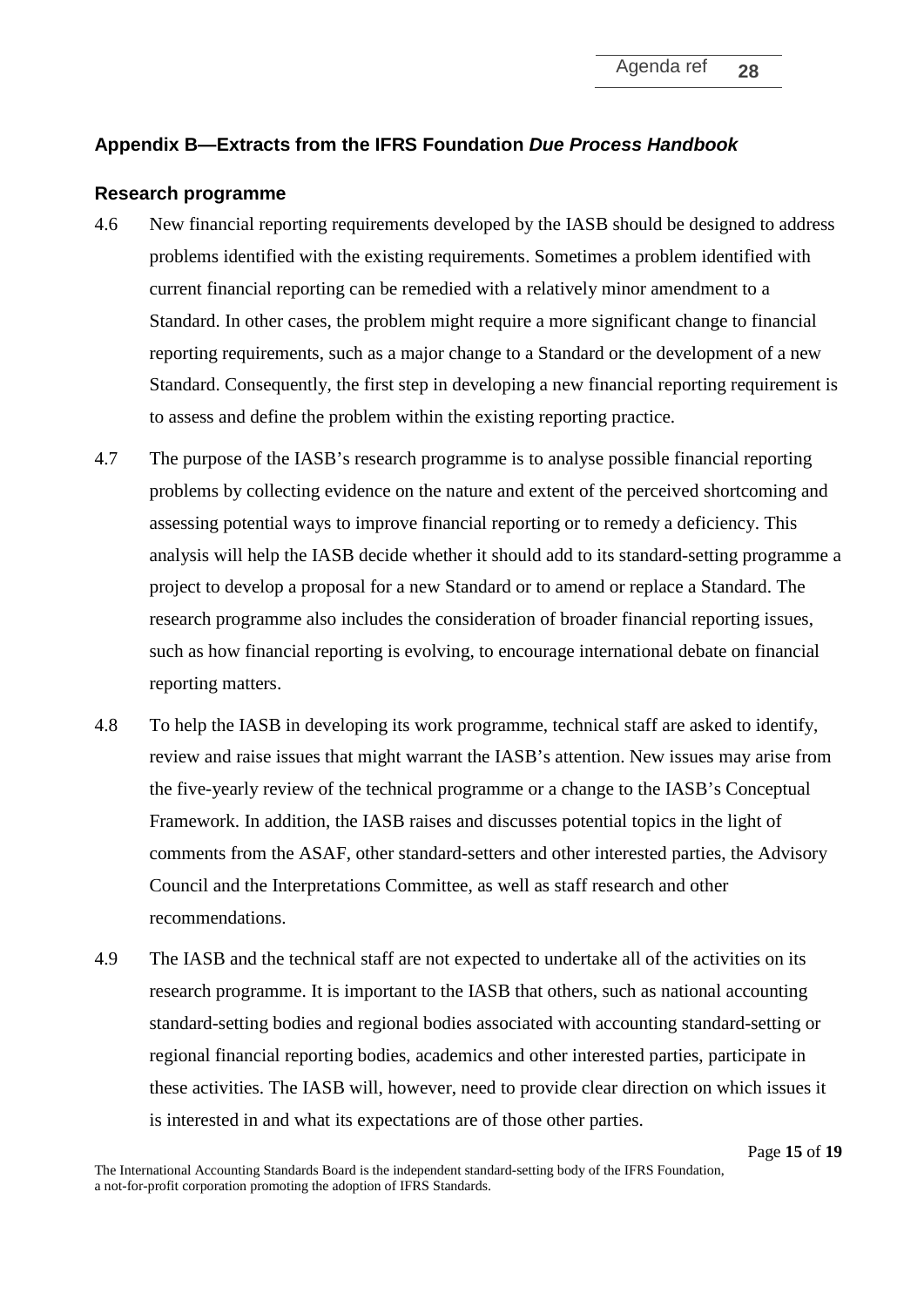## Appendix B—Extracts from the IFRS Foundation *Due Process Handbook*

### Research programme

4.6 New financial reporting requirements developed by the IASB should be designed to address problems identified with the existing requirements. Sometimes a problem identified with current financial reporting can be remedied with a relatively minor amendment to a Standard. In other cases, the problem might require a more significant change to financial reporting requirements, such as a major change to a Standard or the development of a new Standard. Consequently, the first step in developing a new financial reporting requirement is to assess and define the problem within the existing reporting practice.

4.7 The purpose of the IASB's research programme is to analyse possible financial reporting problems by collecting evidence on the nature and extent of the perceived shortcoming and assessing potential ways to improve financial reporting or to remedy a deficiency. This analysis will help the IASB decide whether it should add to its standard-setting programme a project to develop a proposal for a new Standard or to amend or replace a Standard. The research programme also includes the consideration of broader financial reporting issues, such as how financial reporting is evolving, to encourage international debate on financial reporting matters.

4.8 To help the IASB in developing its work programme, technical staff are asked to identify, review and raise issues that might warrant the IASB's attention. New issues may arise from the five-yearly review of the technical programme or a change to the IASB's Conceptual Framework. In addition, the IASB raises and discusses potential topics in the light of comments from the ASAF, other standard-setters and other interested parties, the Advisory Council and the Interpretations Committee, as well as staff research and other recommendations.

4.9 The IASB and the technical staff are not expected to undertake all of the activities on its research programme. It is important to the IASB that others, such as national accounting standard-setting bodies and regional bodies associated with accounting standard-setting or regional financial reporting bodies, academics and other interested parties, participate in these activities. The IASB will, however, need to provide clear direction on which issues it is interested in and what its expectations are of those other parties.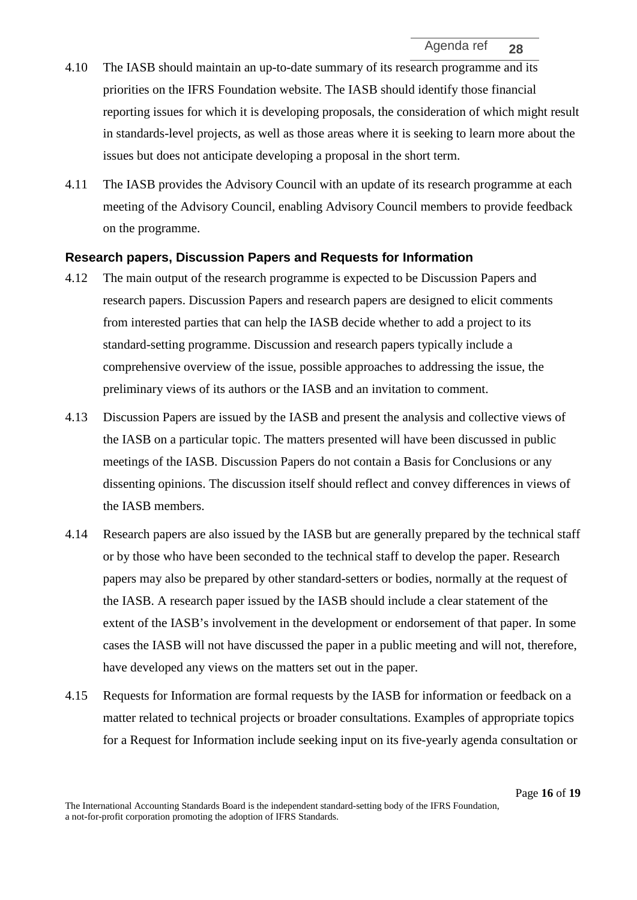4.10 The IASB should maintain an up-to-date summary of its research programme and its priorities on the IFRS Foundation website. The IASB should identify those financial reporting issues for which it is developing proposals, the consideration of which might result in standards-level projects, as well as those areas where it is seeking to learn more about the issues but does not anticipate developing a proposal in the short term.

4.11 The IASB provides the Advisory Council with an update of its research programme at each meeting of the Advisory Council, enabling Advisory Council members to provide feedback on the programme.

### Research papers, Discussion Papers and Requests for Information

4.12 The main output of the research programme is expected to be Discussion Papers and research papers. Discussion Papers and research papers are designed to elicit comments from interested parties that can help the IASB decide whether to add a project to its standard-setting programme. Discussion and research papers typically include a comprehensive overview of the issue, possible approaches to addressing the issue, the preliminary views of its authors or the IASB and an invitation to comment.

4.13 Discussion Papers are issued by the IASB and present the analysis and collective views of the IASB on a particular topic. The matters presented will have been discussed in public meetings of the IASB. Discussion Papers do not contain a Basis for Conclusions or any dissenting opinions. The discussion itself should reflect and convey differences in views of the IASB members.

4.14 Research papers are also issued by the IASB but are generally prepared by the technical staff or by those who have been seconded to the technical staff to develop the paper. Research papers may also be prepared by other standard-setters or bodies, normally at the request of the IASB. A research paper issued by the IASB should include a clear statement of the extent of the IASB's involvement in the development or endorsement of that paper. In some cases the IASB will not have discussed the paper in a public meeting and will not, therefore, have developed any views on the matters set out in the paper.

4.15 Requests for Information are formal requests by the IASB for information or feedback on a matter related to technical projects or broader consultations. Examples of appropriate topics for a Request for Information include seeking input on its five-yearly agenda consultation or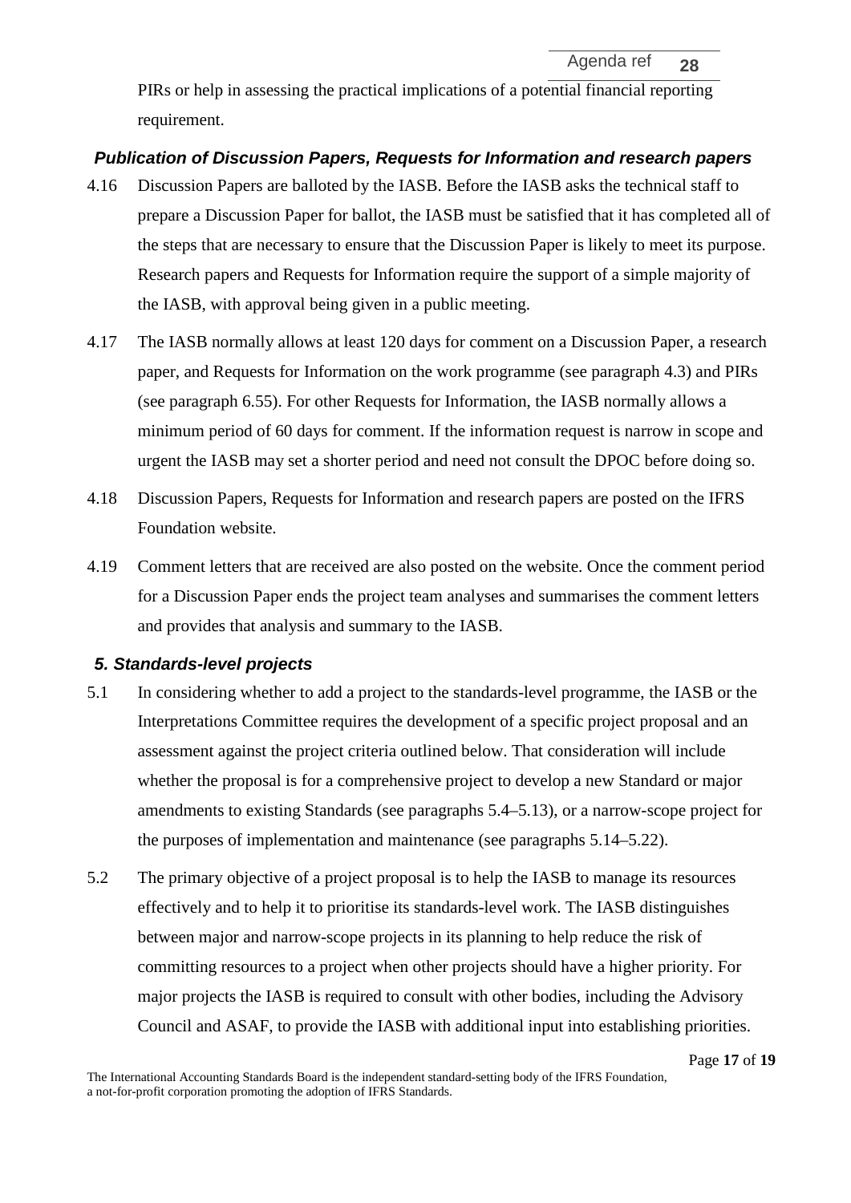PIRs or help in assessing the practical implications of a potential financial reporting requirement.

### *Publication of Discussion Papers, Requests for Information and research papers*

4.16 Discussion Papers are balloted by the IASB. Before the IASB asks the technical staff to prepare a Discussion Paper for ballot, the IASB must be satisfied that it has completed all of the steps that are necessary to ensure that the Discussion Paper is likely to meet its purpose. Research papers and Requests for Information require the support of a simple majority of the IASB, with approval being given in a public meeting.

4.17 The IASB normally allows at least 120 days for comment on a Discussion Paper, a research paper, and Requests for Information on the work programme (see paragraph 4.3) and PIRs (see paragraph 6.55). For other Requests for Information, the IASB normally allows a minimum period of 60 days for comment. If the information request is narrow in scope and urgent the IASB may set a shorter period and need not consult the DPOC before doing so.

4.18 Discussion Papers, Requests for Information and research papers are posted on the IFRS Foundation website.

4.19 Comment letters that are received are also posted on the website. Once the comment period for a Discussion Paper ends the project team analyses and summarises the comment letters and provides that analysis and summary to the IASB.

## *5. Standards-level projects*

5.1 In considering whether to add a project to the standards-level programme, the IASB or the Interpretations Committee requires the development of a specific project proposal and an assessment against the project criteria outlined below. That consideration will include whether the proposal is for a comprehensive project to develop a new Standard or major amendments to existing Standards (see paragraphs 5.4–5.13), or a narrow-scope project for the purposes of implementation and maintenance (see paragraphs 5.14–5.22).

5.2 The primary objective of a project proposal is to help the IASB to manage its resources effectively and to help it to prioritise its standards-level work. The IASB distinguishes between major and narrow-scope projects in its planning to help reduce the risk of committing resources to a project when other projects should have a higher priority. For major projects the IASB is required to consult with other bodies, including the Advisory Council and ASAF, to provide the IASB with additional input into establishing priorities.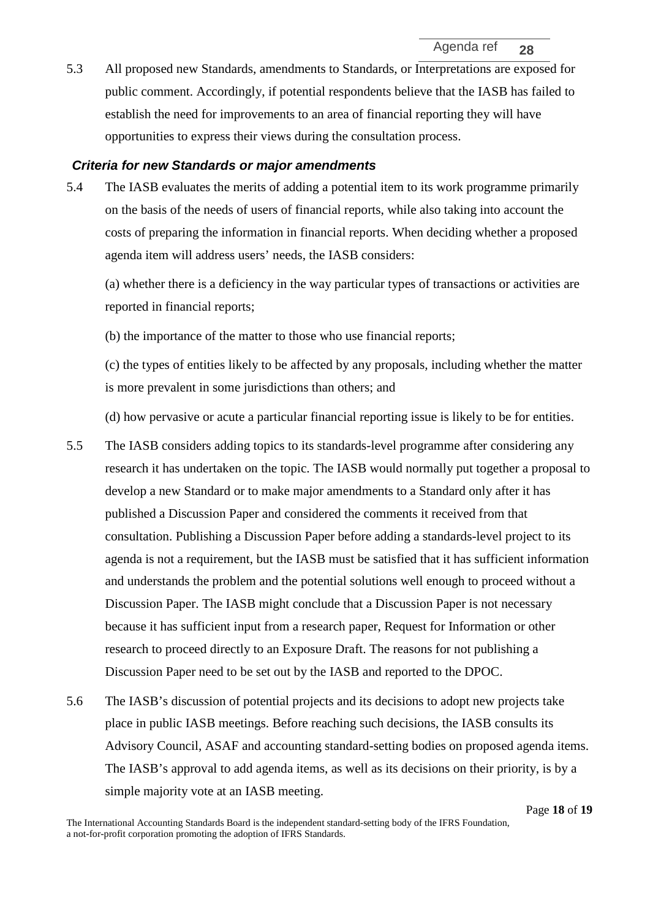5.3 All proposed new Standards, amendments to Standards, or Interpretations are exposed for public comment. Accordingly, if potential respondents believe that the IASB has failed to establish the need for improvements to an area of financial reporting they will have opportunities to express their views during the consultation process.

### *Criteria for new Standards or major amendments*

5.4 The IASB evaluates the merits of adding a potential item to its work programme primarily on the basis of the needs of users of financial reports, while also taking into account the costs of preparing the information in financial reports. When deciding whether a proposed agenda item will address users' needs, the IASB considers:

(a) whether there is a deficiency in the way particular types of transactions or activities are reported in financial reports;

(b) the importance of the matter to those who use financial reports;

(c) the types of entities likely to be affected by any proposals, including whether the matter is more prevalent in some jurisdictions than others; and

(d) how pervasive or acute a particular financial reporting issue is likely to be for entities.

5.5 The IASB considers adding topics to its standards-level programme after considering any research it has undertaken on the topic. The IASB would normally put together a proposal to develop a new Standard or to make major amendments to a Standard only after it has published a Discussion Paper and considered the comments it received from that consultation. Publishing a Discussion Paper before adding a standards-level project to its agenda is not a requirement, but the IASB must be satisfied that it has sufficient information and understands the problem and the potential solutions well enough to proceed without a Discussion Paper. The IASB might conclude that a Discussion Paper is not necessary because it has sufficient input from a research paper, Request for Information or other research to proceed directly to an Exposure Draft. The reasons for not publishing a Discussion Paper need to be set out by the IASB and reported to the DPOC.

5.6 The IASB's discussion of potential projects and its decisions to adopt new projects take place in public IASB meetings. Before reaching such decisions, the IASB consults its Advisory Council, ASAF and accounting standard-setting bodies on proposed agenda items. The IASB's approval to add agenda items, as well as its decisions on their priority, is by a simple majority vote at an IASB meeting.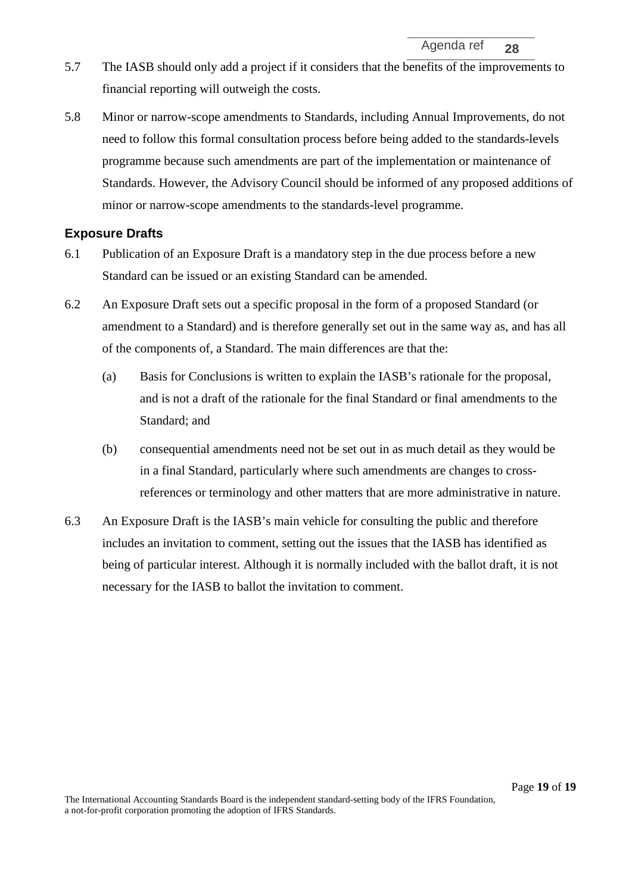5.7 The IASB should only add a project if it considers that the benefits of the improvements to financial reporting will outweigh the costs.

5.8 Minor or narrow-scope amendments to Standards, including Annual Improvements, do not need to follow this formal consultation process before being added to the standards-levels programme because such amendments are part of the implementation or maintenance of Standards. However, the Advisory Council should be informed of any proposed additions of minor or narrow-scope amendments to the standards-level programme.

### Exposure Drafts

6.1 Publication of an Exposure Draft is a mandatory step in the due process before a new Standard can be issued or an existing Standard can be amended.

6.2 An Exposure Draft sets out a specific proposal in the form of a proposed Standard (or amendment to a Standard) and is therefore generally set out in the same way as, and has all of the components of, a Standard. The main differences are that the:

- (a) Basis for Conclusions is written to explain the IASB's rationale for the proposal, and is not a draft of the rationale for the final Standard or final amendments to the Standard; and
- (b) consequential amendments need not be set out in as much detail as they would be in a final Standard, particularly where such amendments are changes to cross-references or terminology and other matters that are more administrative in nature.

6.3 An Exposure Draft is the IASB's main vehicle for consulting the public and therefore includes an invitation to comment, setting out the issues that the IASB has identified as being of particular interest. Although it is normally included with the ballot draft, it is not necessary for the IASB to ballot the invitation to comment.